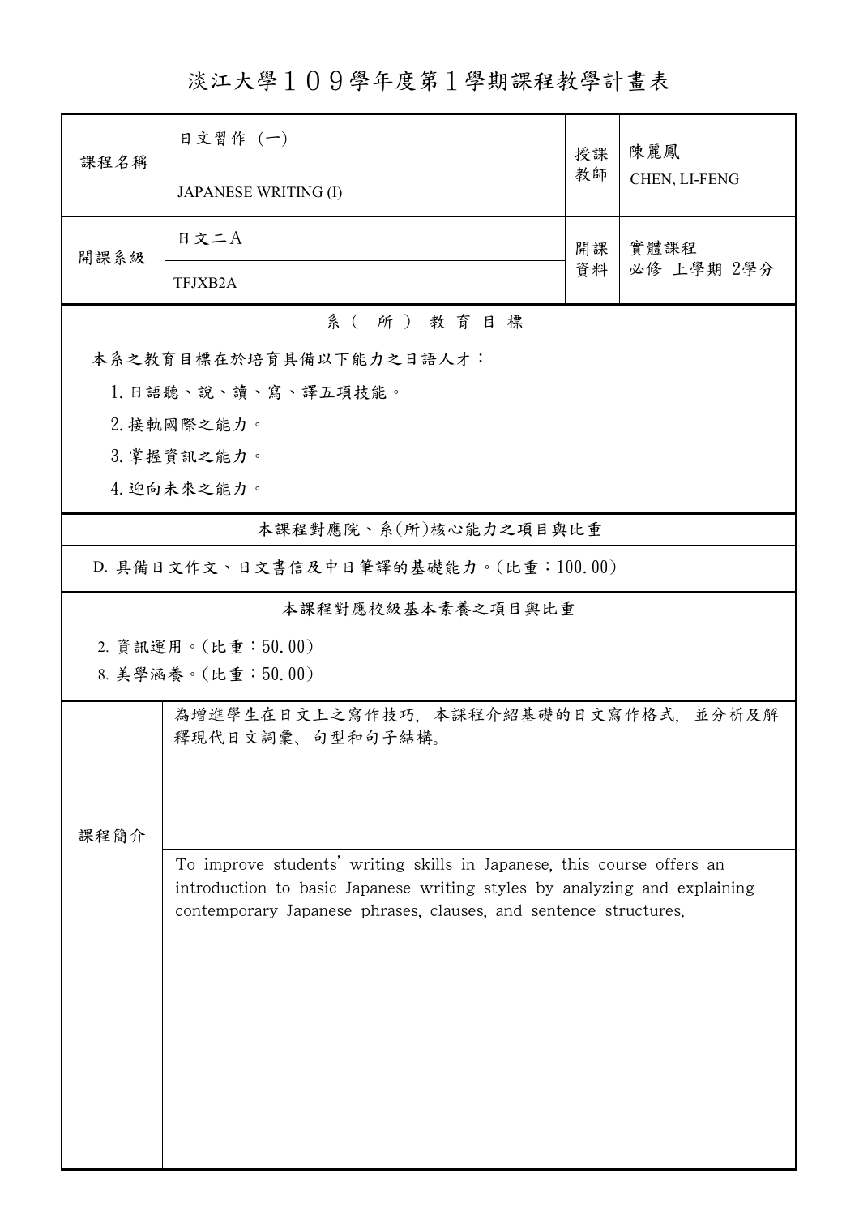# 淡江大學１０９學年度第１學期課程教學計畫表

| 課程名稱 | 日文習作 (一) | 授課教師 | 陳麗鳳 |
| --- | --- | --- | --- |
| | JAPANESE WRITING (I) | | CHEN, LI-FENG |
| 開課系級 | 日文二A | 開課資料 | 實體課程<br>必修 上學期 2學分 |
| | TFJXB2A | | |

## 系（所）教育目標

本系之教育目標在於培育具備以下能力之日語人才：

1. 日語聽、說、讀、寫、譯五項技能。
2. 接軌國際之能力。
3. 掌握資訊之能力。
4. 迎向未來之能力。

## 本課程對應院、系(所)核心能力之項目與比重

D. 具備日文作文、日文書信及中日筆譯的基礎能力。(比重：100.00)

## 本課程對應校級基本素養之項目與比重

2. 資訊運用。(比重：50.00)
8. 美學涵養。(比重：50.00)

## 課程簡介

為增進學生在日文上之寫作技巧，本課程介紹基礎的日文寫作格式，並分析及解釋現代日文詞彙、句型和句子結構。

To improve students' writing skills in Japanese, this course offers an introduction to basic Japanese writing styles by analyzing and explaining contemporary Japanese phrases, clauses, and sentence structures.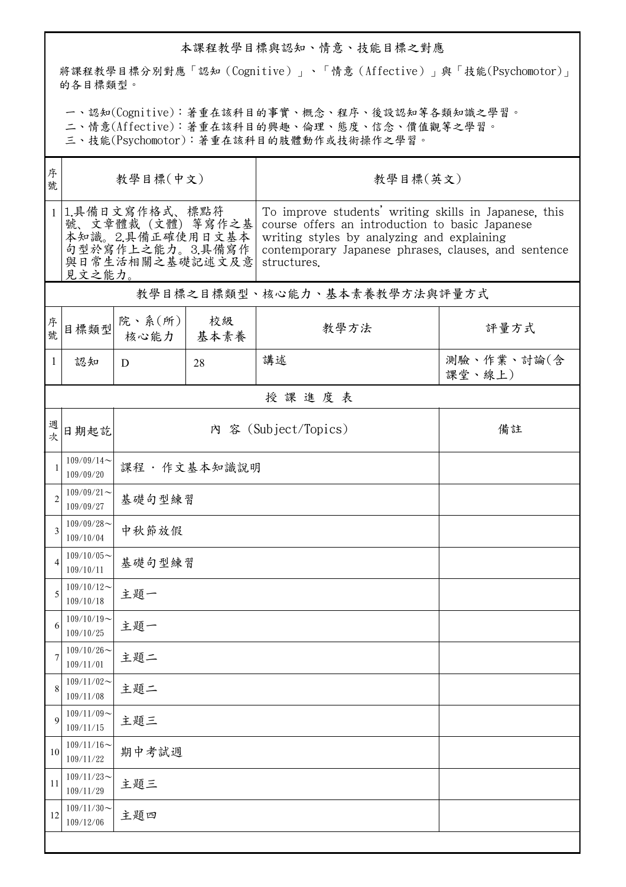## 本課程教學目標與認知、情意、技能目標之對應

將課程教學目標分別對應「認知（Cognitive）」、「情意（Affective）」與「技能(Psychomotor)」的各目標類型。

一、認知(Cognitive)：著重在該科目的事實、概念、程序、後設認知等各類知識之學習。
二、情意(Affective)：著重在該科目的興趣、倫理、態度、信念、價值觀等之學習。
三、技能(Psychomotor)：著重在該科目的肢體動作或技術操作之學習。

| 序號 | 教學目標(中文) | 教學目標(英文) |
|---|---|---|
| 1 | 1.具備日文寫作格式、標點符號、文章體裁（文體）等寫作之基本知識。2.具備正確使用日文基本句型於寫作上之能力。3.具備寫作與日常生活相關之基礎記述文及意見文之能力。 | To improve students' writing skills in Japanese, this course offers an introduction to basic Japanese writing styles by analyzing and explaining contemporary Japanese phrases, clauses, and sentence structures. |

## 教學目標之目標類型、核心能力、基本素養教學方法與評量方式

| 序號 | 目標類型 | 院、系(所)核心能力 | 校級基本素養 | 教學方法 | 評量方式 |
|---|---|---|---|---|---|
| 1 | 認知 | D | 28 | 講述 | 測驗、作業、討論(含課堂、線上) |

## 授 課 進 度 表

| 週次 | 日期起訖 | 內 容 (Subject/Topics) | 備註 |
|---|---|---|---|
| 1 | 109/09/14～109/09/20 | 課程 · 作文基本知識說明 | |
| 2 | 109/09/21～109/09/27 | 基礎句型練習 | |
| 3 | 109/09/28～109/10/04 | 中秋節放假 | |
| 4 | 109/10/05～109/10/11 | 基礎句型練習 | |
| 5 | 109/10/12～109/10/18 | 主題一 | |
| 6 | 109/10/19～109/10/25 | 主題一 | |
| 7 | 109/10/26～109/11/01 | 主題二 | |
| 8 | 109/11/02～109/11/08 | 主題二 | |
| 9 | 109/11/09～109/11/15 | 主題三 | |
| 10 | 109/11/16～109/11/22 | 期中考試週 | |
| 11 | 109/11/23～109/11/29 | 主題三 | |
| 12 | 109/11/30～109/12/06 | 主題四 | |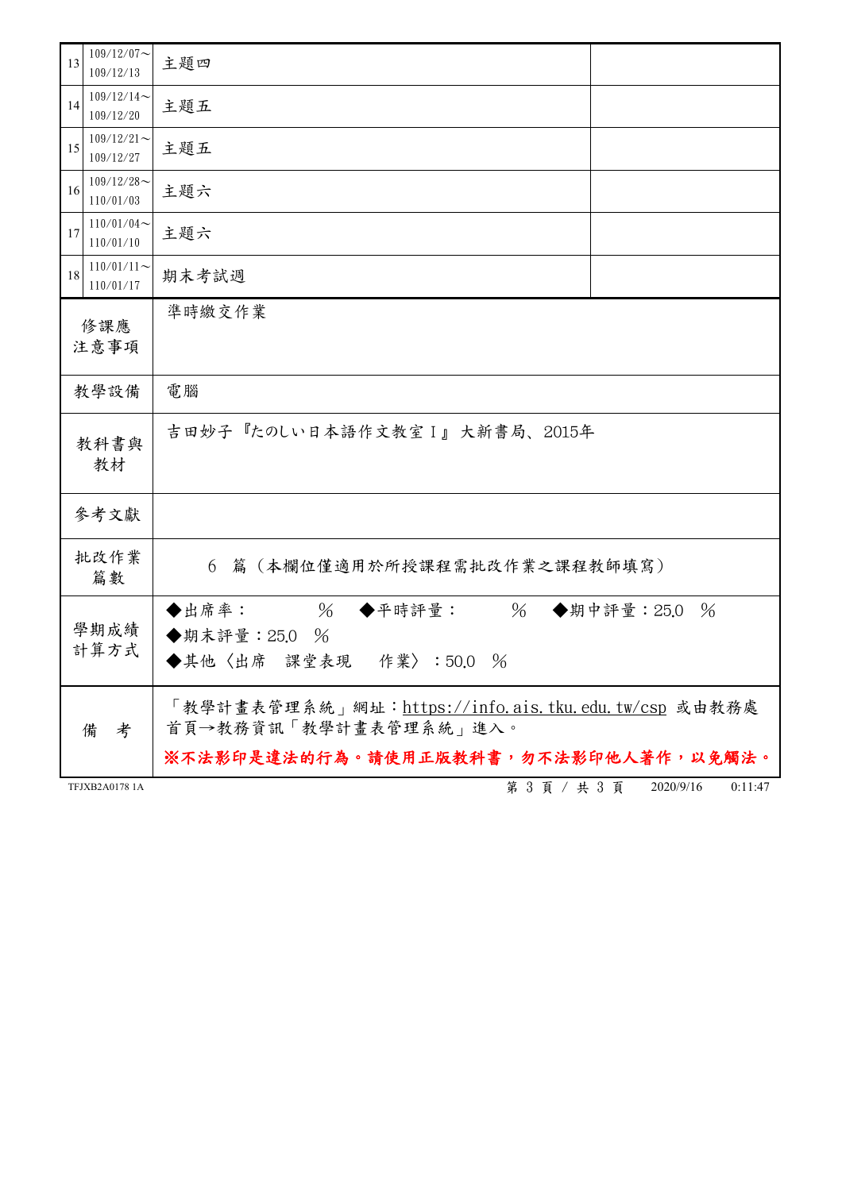| | | | |
|---|---|---|---|
| 13 | 109/12/07～<br>109/12/13 | 主題四 | |
| 14 | 109/12/14～<br>109/12/20 | 主題五 | |
| 15 | 109/12/21～<br>109/12/27 | 主題五 | |
| 16 | 109/12/28～<br>110/01/03 | 主題六 | |
| 17 | 110/01/04～<br>110/01/10 | 主題六 | |
| 18 | 110/01/11～<br>110/01/17 | 期末考試週 | |

| | |
|---|---|
| 修課應注意事項 | 準時繳交作業 |
| 教學設備 | 電腦 |
| 教科書與教材 | 吉田妙子『たのしい日本語作文教室Ⅰ』大新書局、2015年 |
| 參考文獻 | |
| 批改作業篇數 | 6 篇（本欄位僅適用於所授課程需批改作業之課程教師填寫） |
| 學期成績計算方式 | ◆出席率： ％ ◆平時評量： ％ ◆期中評量：25.0 ％<br>◆期末評量：25.0 ％<br>◆其他〈出席 課堂表現 作業〉：50.0 ％ |
| 備 考 | 「教學計畫表管理系統」網址：https://info.ais.tku.edu.tw/csp 或由教務處首頁→教務資訊「教學計畫表管理系統」進入。<br>**※不法影印是違法的行為。請使用正版教科書，勿不法影印他人著作，以免觸法。** |

TFJXB2A0178 1A 2020/9/16 0:11:47